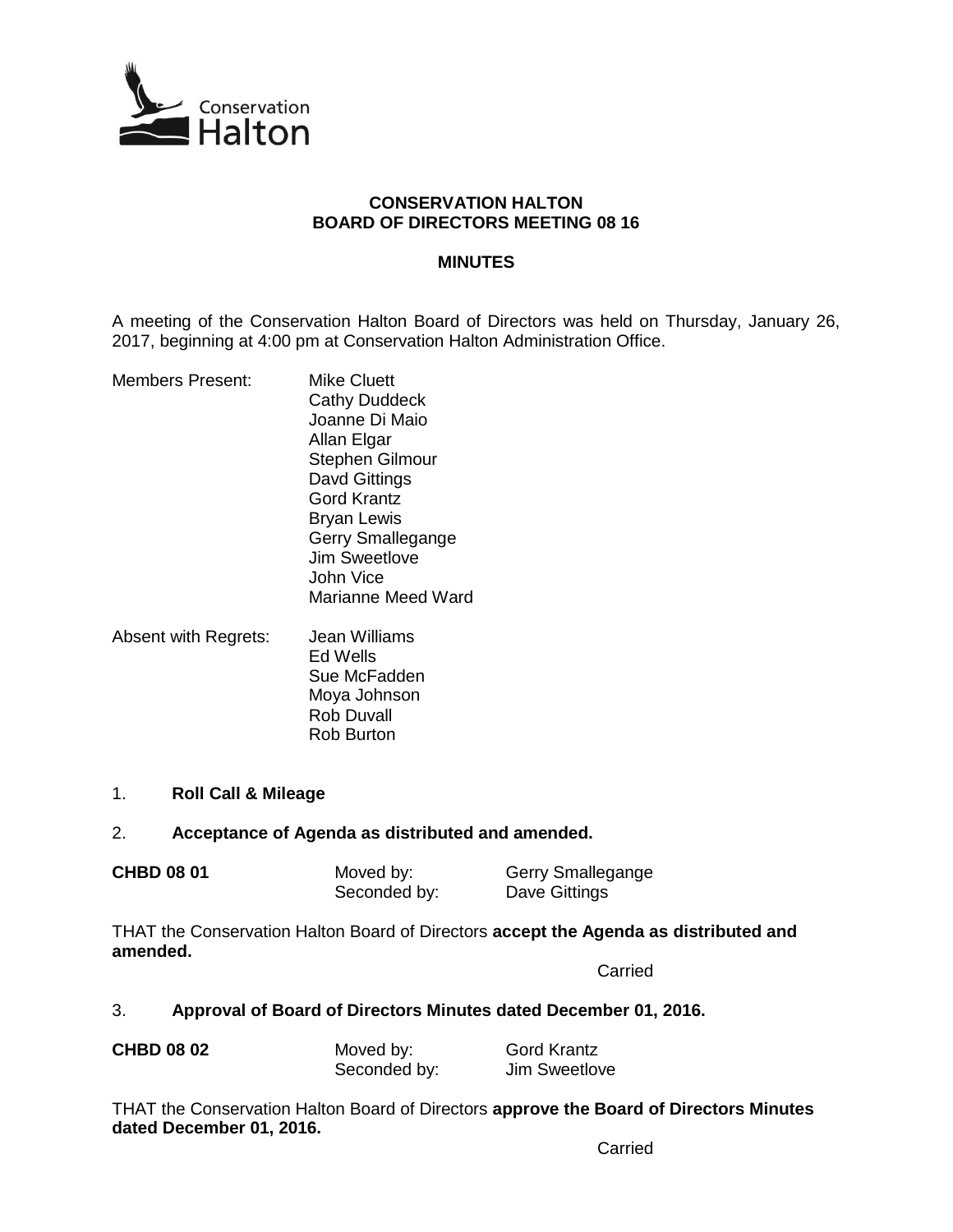# CONSERVATION HALTON
# BOARD OF DIRECTORS MEETING 08 16

## MINUTES

A meeting of the Conservation Halton Board of Directors was held on Thursday, January 26, 2017, beginning at 4:00 pm at Conservation Halton Administration Office.

| | |
|---|---|
| Members Present: | Mike Cluett<br>Cathy Duddeck<br>Joanne Di Maio<br>Allan Elgar<br>Stephen Gilmour<br>Davd Gittings<br>Gord Krantz<br>Bryan Lewis<br>Gerry Smallegange<br>Jim Sweetlove<br>John Vice<br>Marianne Meed Ward |
| Absent with Regrets: | Jean Williams<br>Ed Wells<br>Sue McFadden<br>Moya Johnson<br>Rob Duvall<br>Rob Burton |

1. **Roll Call & Mileage**

2. **Acceptance of Agenda as distributed and amended.**

| | | |
|---|---|---|
| **CHBD 08 01** | Moved by: | Gerry Smallegange |
| | Seconded by: | Dave Gittings |

THAT the Conservation Halton Board of Directors **accept the Agenda as distributed and amended.**

Carried

3. **Approval of Board of Directors Minutes dated December 01, 2016.**

| | | |
|---|---|---|
| **CHBD 08 02** | Moved by: | Gord Krantz |
| | Seconded by: | Jim Sweetlove |

THAT the Conservation Halton Board of Directors **approve the Board of Directors Minutes dated December 01, 2016.**

Carried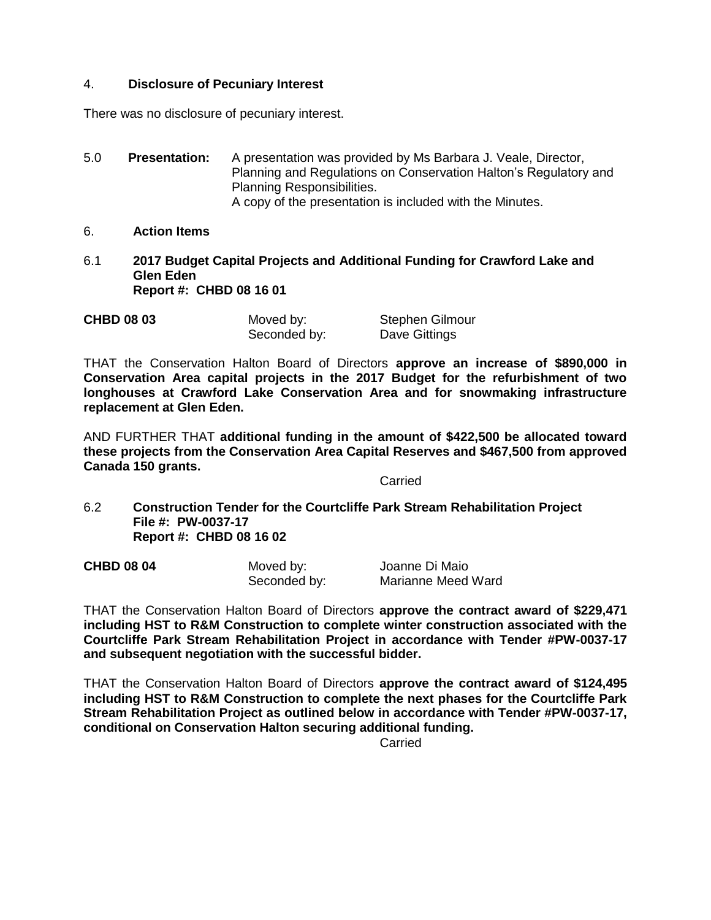## 4. Disclosure of Pecuniary Interest

There was no disclosure of pecuniary interest.

**5.0 Presentation:** A presentation was provided by Ms Barbara J. Veale, Director, Planning and Regulations on Conservation Halton's Regulatory and Planning Responsibilities.
A copy of the presentation is included with the Minutes.

## 6. Action Items

### 6.1 2017 Budget Capital Projects and Additional Funding for Crawford Lake and Glen Eden
**Report #: CHBD 08 16 01**

| **CHBD 08 03** | Moved by: | Stephen Gilmour |
|---|---|---|
| | Seconded by: | Dave Gittings |

THAT the Conservation Halton Board of Directors **approve an increase of $890,000 in Conservation Area capital projects in the 2017 Budget for the refurbishment of two longhouses at Crawford Lake Conservation Area and for snowmaking infrastructure replacement at Glen Eden.**

AND FURTHER THAT **additional funding in the amount of $422,500 be allocated toward these projects from the Conservation Area Capital Reserves and $467,500 from approved Canada 150 grants.**

Carried

### 6.2 Construction Tender for the Courtcliffe Park Stream Rehabilitation Project
**File #: PW-0037-17**
**Report #: CHBD 08 16 02**

| **CHBD 08 04** | Moved by: | Joanne Di Maio |
|---|---|---|
| | Seconded by: | Marianne Meed Ward |

THAT the Conservation Halton Board of Directors **approve the contract award of $229,471 including HST to R&M Construction to complete winter construction associated with the Courtcliffe Park Stream Rehabilitation Project in accordance with Tender #PW-0037-17 and subsequent negotiation with the successful bidder.**

THAT the Conservation Halton Board of Directors **approve the contract award of $124,495 including HST to R&M Construction to complete the next phases for the Courtcliffe Park Stream Rehabilitation Project as outlined below in accordance with Tender #PW-0037-17, conditional on Conservation Halton securing additional funding.**

Carried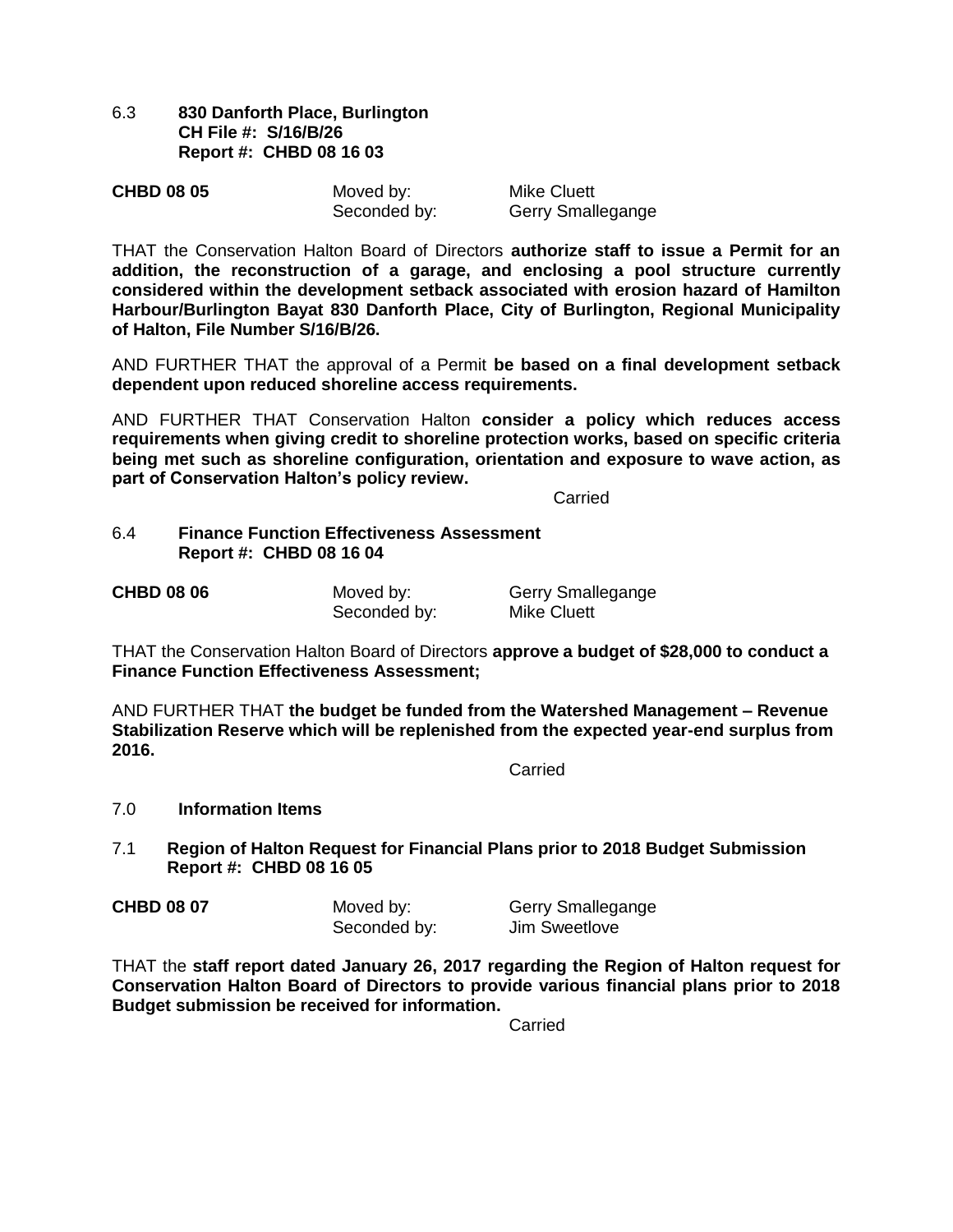6.3 **830 Danforth Place, Burlington**
**CH File #: S/16/B/26**
**Report #: CHBD 08 16 03**

| **CHBD 08 05** | Moved by: | Mike Cluett |
|---|---|---|
| | Seconded by: | Gerry Smallegange |

THAT the Conservation Halton Board of Directors **authorize staff to issue a Permit for an addition, the reconstruction of a garage, and enclosing a pool structure currently considered within the development setback associated with erosion hazard of Hamilton Harbour/Burlington Bayat 830 Danforth Place, City of Burlington, Regional Municipality of Halton, File Number S/16/B/26.**

AND FURTHER THAT the approval of a Permit **be based on a final development setback dependent upon reduced shoreline access requirements.**

AND FURTHER THAT Conservation Halton **consider a policy which reduces access requirements when giving credit to shoreline protection works, based on specific criteria being met such as shoreline configuration, orientation and exposure to wave action, as part of Conservation Halton's policy review.**

Carried

6.4 **Finance Function Effectiveness Assessment**
**Report #: CHBD 08 16 04**

| **CHBD 08 06** | Moved by: | Gerry Smallegange |
|---|---|---|
| | Seconded by: | Mike Cluett |

THAT the Conservation Halton Board of Directors **approve a budget of $28,000 to conduct a Finance Function Effectiveness Assessment;**

AND FURTHER THAT **the budget be funded from the Watershed Management – Revenue Stabilization Reserve which will be replenished from the expected year-end surplus from 2016.**

Carried

7.0 **Information Items**

7.1 **Region of Halton Request for Financial Plans prior to 2018 Budget Submission**
**Report #: CHBD 08 16 05**

| **CHBD 08 07** | Moved by: | Gerry Smallegange |
|---|---|---|
| | Seconded by: | Jim Sweetlove |

THAT the **staff report dated January 26, 2017 regarding the Region of Halton request for Conservation Halton Board of Directors to provide various financial plans prior to 2018 Budget submission be received for information.**

Carried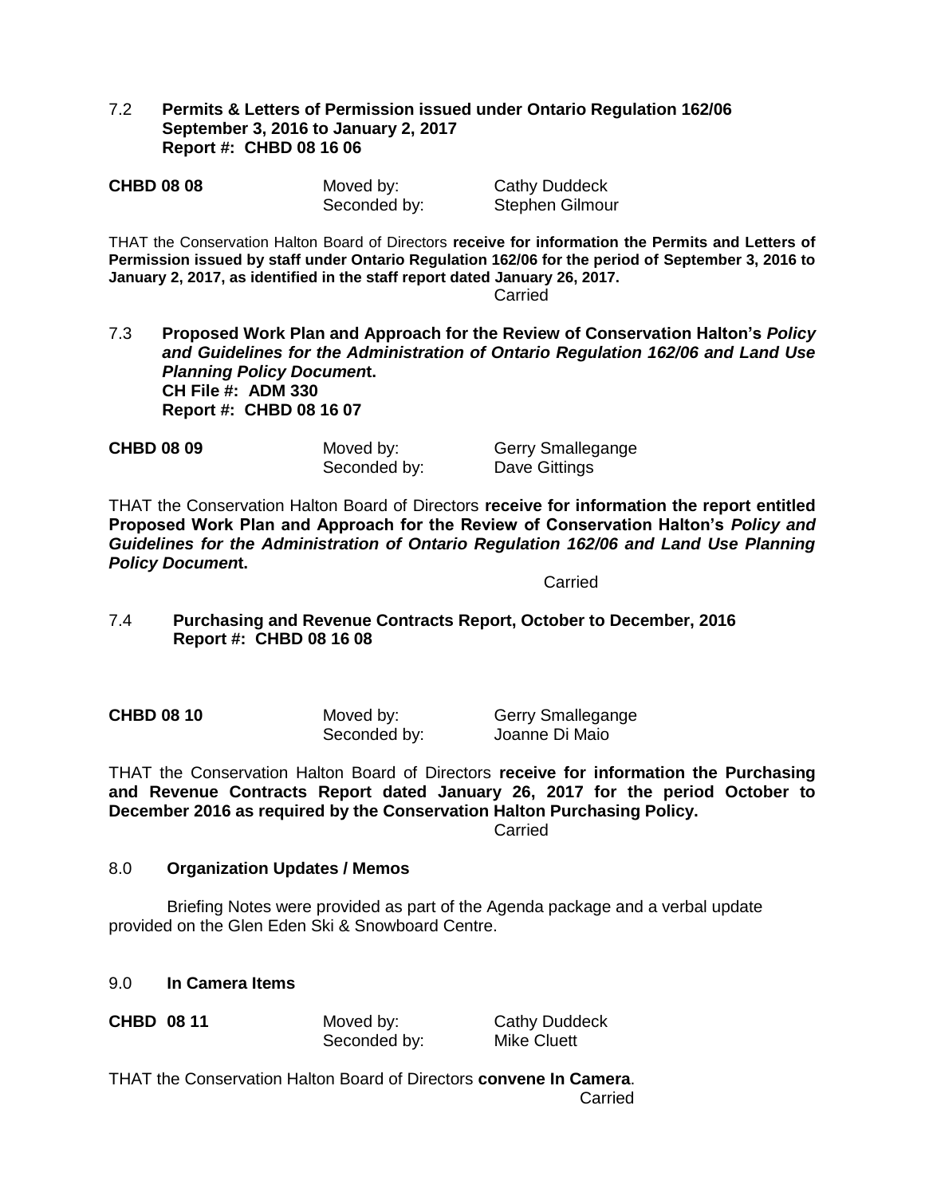7.2 **Permits & Letters of Permission issued under Ontario Regulation 162/06 September 3, 2016 to January 2, 2017**
**Report #: CHBD 08 16 06**

| **CHBD 08 08** | Moved by: | Cathy Duddeck |
|---|---|---|
| | Seconded by: | Stephen Gilmour |

THAT the Conservation Halton Board of Directors **receive for information the Permits and Letters of Permission issued by staff under Ontario Regulation 162/06 for the period of September 3, 2016 to January 2, 2017, as identified in the staff report dated January 26, 2017.**

Carried

7.3 **Proposed Work Plan and Approach for the Review of Conservation Halton's *Policy and Guidelines for the Administration of Ontario Regulation 162/06 and Land Use Planning Policy Documen*t.**
**CH File #: ADM 330**
**Report #: CHBD 08 16 07**

| **CHBD 08 09** | Moved by: | Gerry Smallegange |
|---|---|---|
| | Seconded by: | Dave Gittings |

THAT the Conservation Halton Board of Directors **receive for information the report entitled Proposed Work Plan and Approach for the Review of Conservation Halton's *Policy and Guidelines for the Administration of Ontario Regulation 162/06 and Land Use Planning Policy Documen*t.**

Carried

7.4 **Purchasing and Revenue Contracts Report, October to December, 2016**
**Report #: CHBD 08 16 08**

| **CHBD 08 10** | Moved by: | Gerry Smallegange |
|---|---|---|
| | Seconded by: | Joanne Di Maio |

THAT the Conservation Halton Board of Directors **receive for information the Purchasing and Revenue Contracts Report dated January 26, 2017 for the period October to December 2016 as required by the Conservation Halton Purchasing Policy.**

Carried

8.0 **Organization Updates / Memos**

Briefing Notes were provided as part of the Agenda package and a verbal update provided on the Glen Eden Ski & Snowboard Centre.

9.0 **In Camera Items**

| **CHBD 08 11** | Moved by: | Cathy Duddeck |
|---|---|---|
| | Seconded by: | Mike Cluett |

THAT the Conservation Halton Board of Directors **convene In Camera**.

Carried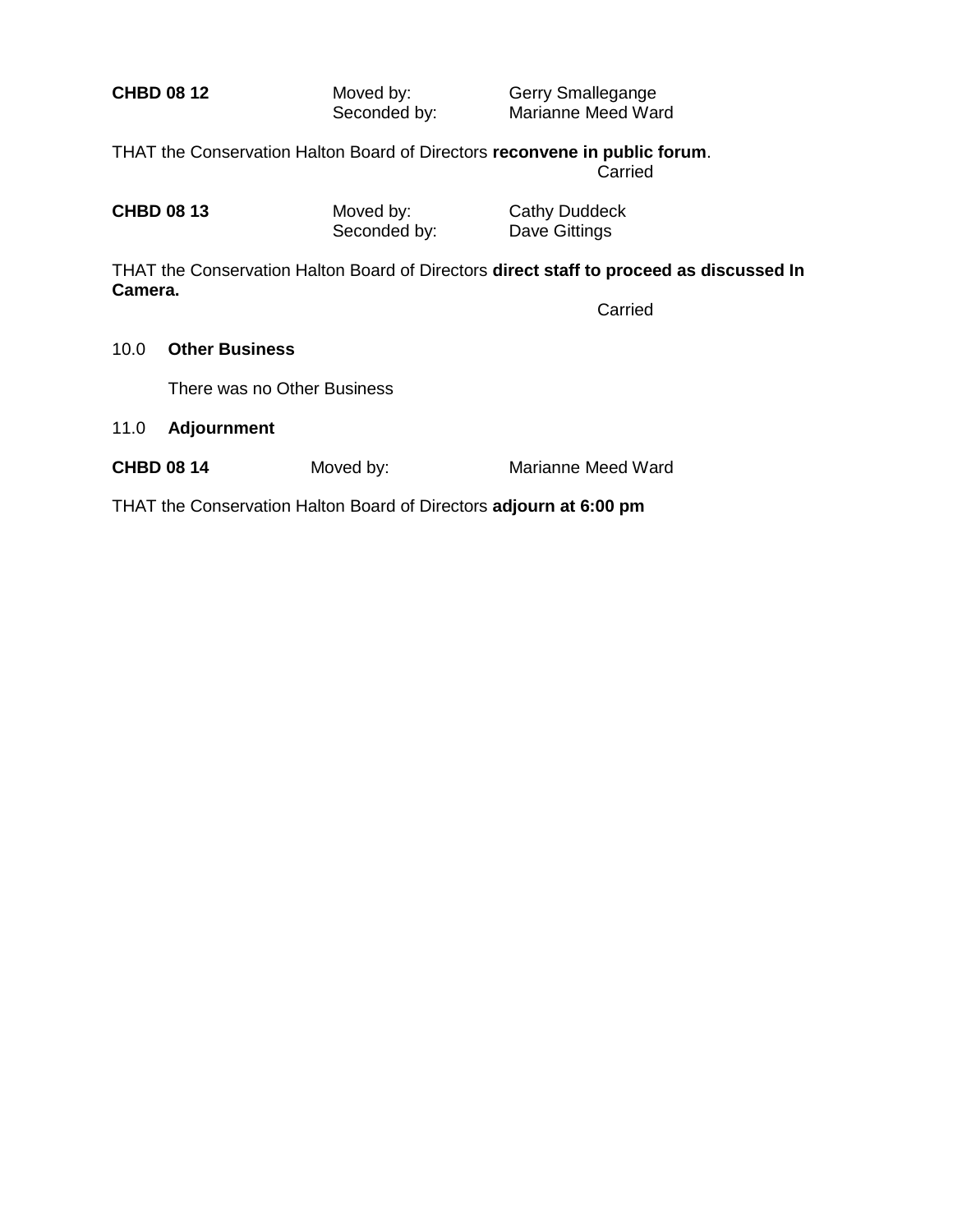**CHBD 08 12** Moved by: Gerry Smallegange
Seconded by: Marianne Meed Ward

THAT the Conservation Halton Board of Directors **reconvene in public forum**.

Carried

**CHBD 08 13** Moved by: Cathy Duddeck
Seconded by: Dave Gittings

THAT the Conservation Halton Board of Directors **direct staff to proceed as discussed In Camera.**

Carried

10.0 **Other Business**

There was no Other Business

11.0 **Adjournment**

**CHBD 08 14** Moved by: Marianne Meed Ward

THAT the Conservation Halton Board of Directors **adjourn at 6:00 pm**